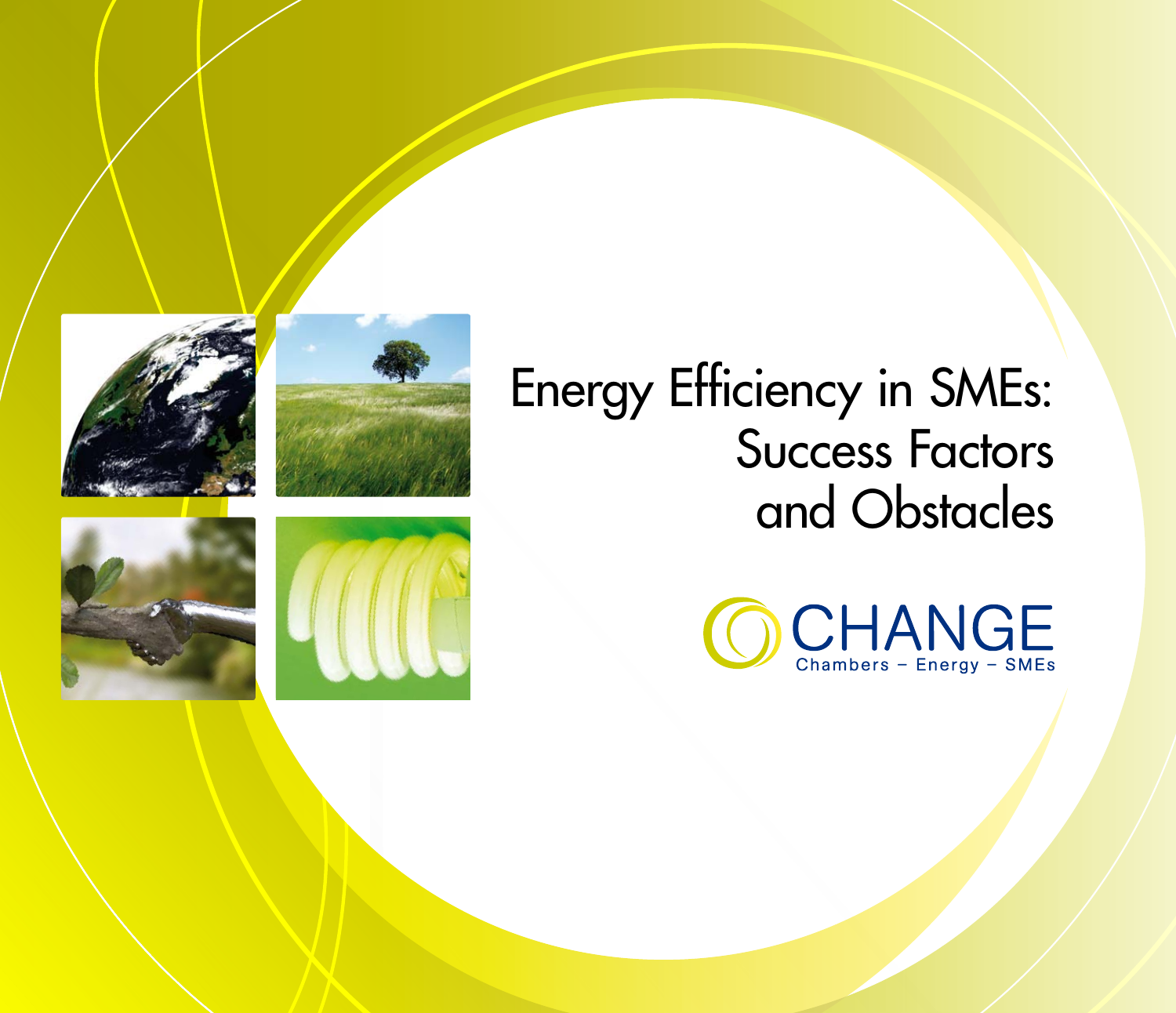# Energy Efficiency in SMEs: Success Factors and Obstacles

CHANGE

Chambers – Energy – SMEs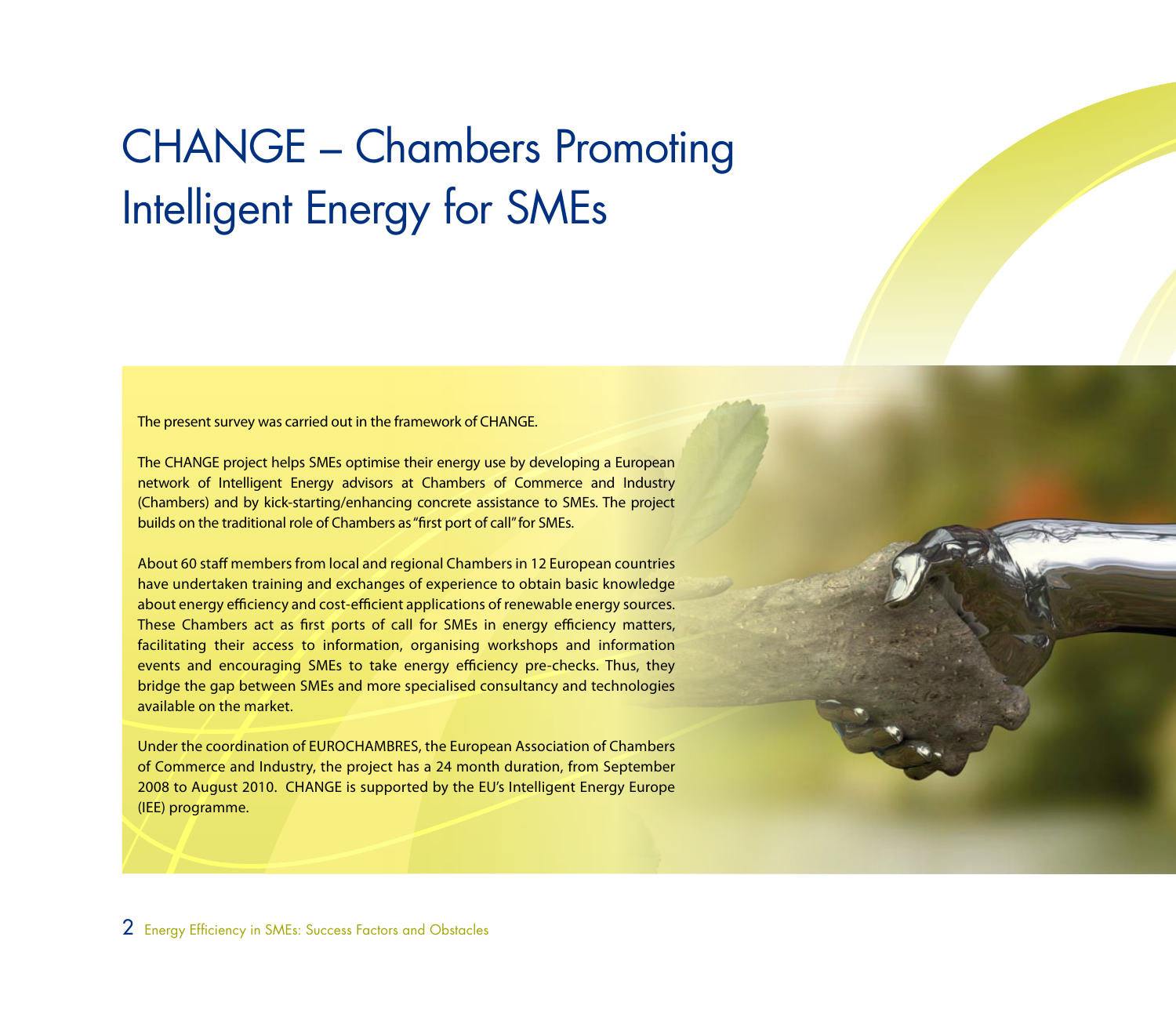# CHANGE – Chambers Promoting Intelligent Energy for SMEs

The present survey was carried out in the framework of CHANGE.

The CHANGE project helps SMEs optimise their energy use by developing a European network of Intelligent Energy advisors at Chambers of Commerce and Industry (Chambers) and by kick-starting/enhancing concrete assistance to SMEs. The project builds on the traditional role of Chambers as "first port of call" for SMEs.

About 60 staff members from local and regional Chambers in 12 European countries have undertaken training and exchanges of experience to obtain basic knowledge about energy efficiency and cost-efficient applications of renewable energy sources. These Chambers act as first ports of call for SMEs in energy efficiency matters, facilitating their access to information, organising workshops and information events and encouraging SMEs to take energy efficiency pre-checks. Thus, they bridge the gap between SMEs and more specialised consultancy and technologies available on the market.

Under the coordination of EUROCHAMBRES, the European Association of Chambers of Commerce and Industry, the project has a 24 month duration, from September 2008 to August 2010. CHANGE is supported by the EU's Intelligent Energy Europe (IEE) programme.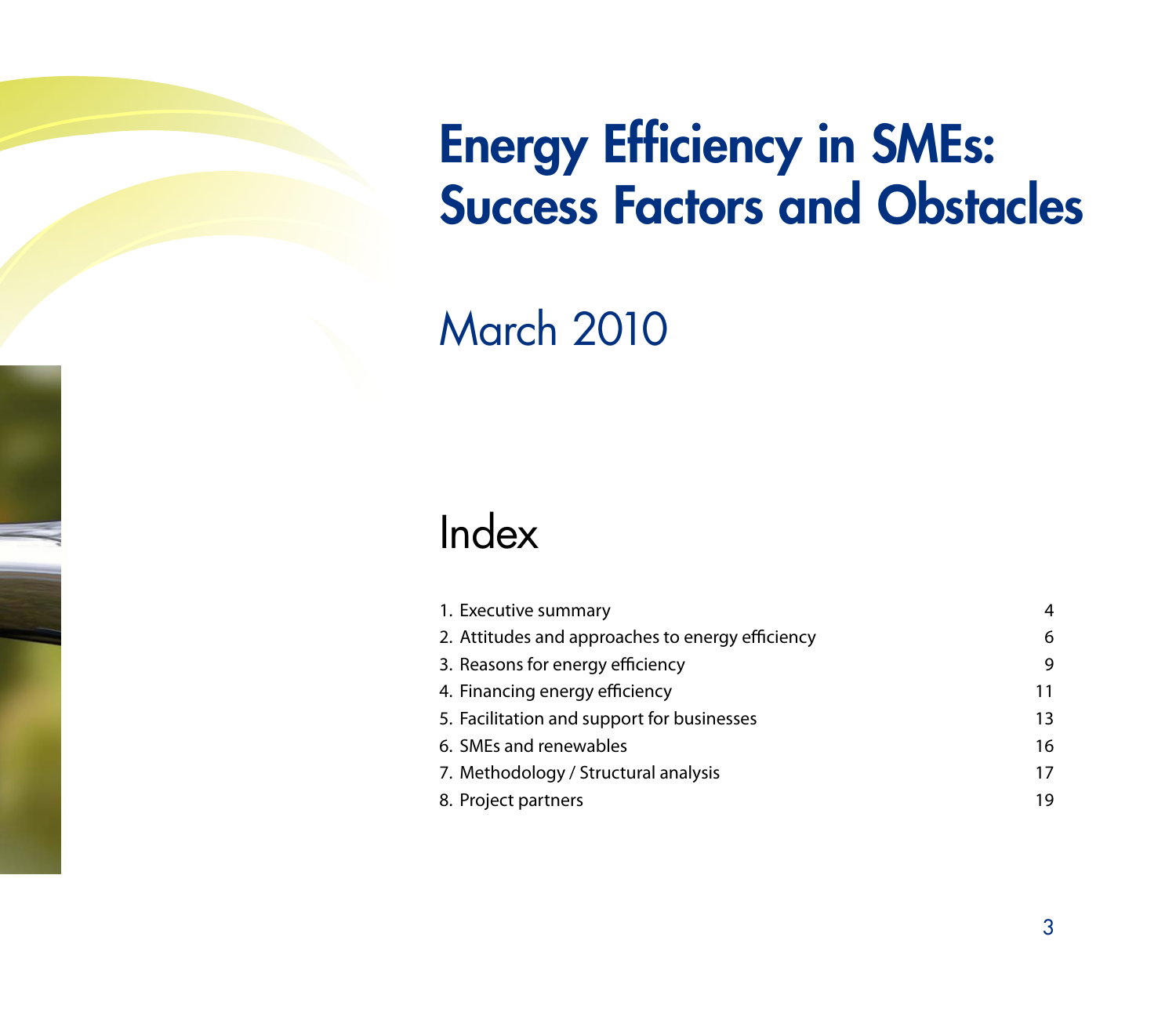# Energy Efficiency in SMEs: Success Factors and Obstacles

March 2010

## Index

| | |
|---|---|
| 1. Executive summary | 4 |
| 2. Attitudes and approaches to energy efficiency | 6 |
| 3. Reasons for energy efficiency | 9 |
| 4. Financing energy efficiency | 11 |
| 5. Facilitation and support for businesses | 13 |
| 6. SMEs and renewables | 16 |
| 7. Methodology / Structural analysis | 17 |
| 8. Project partners | 19 |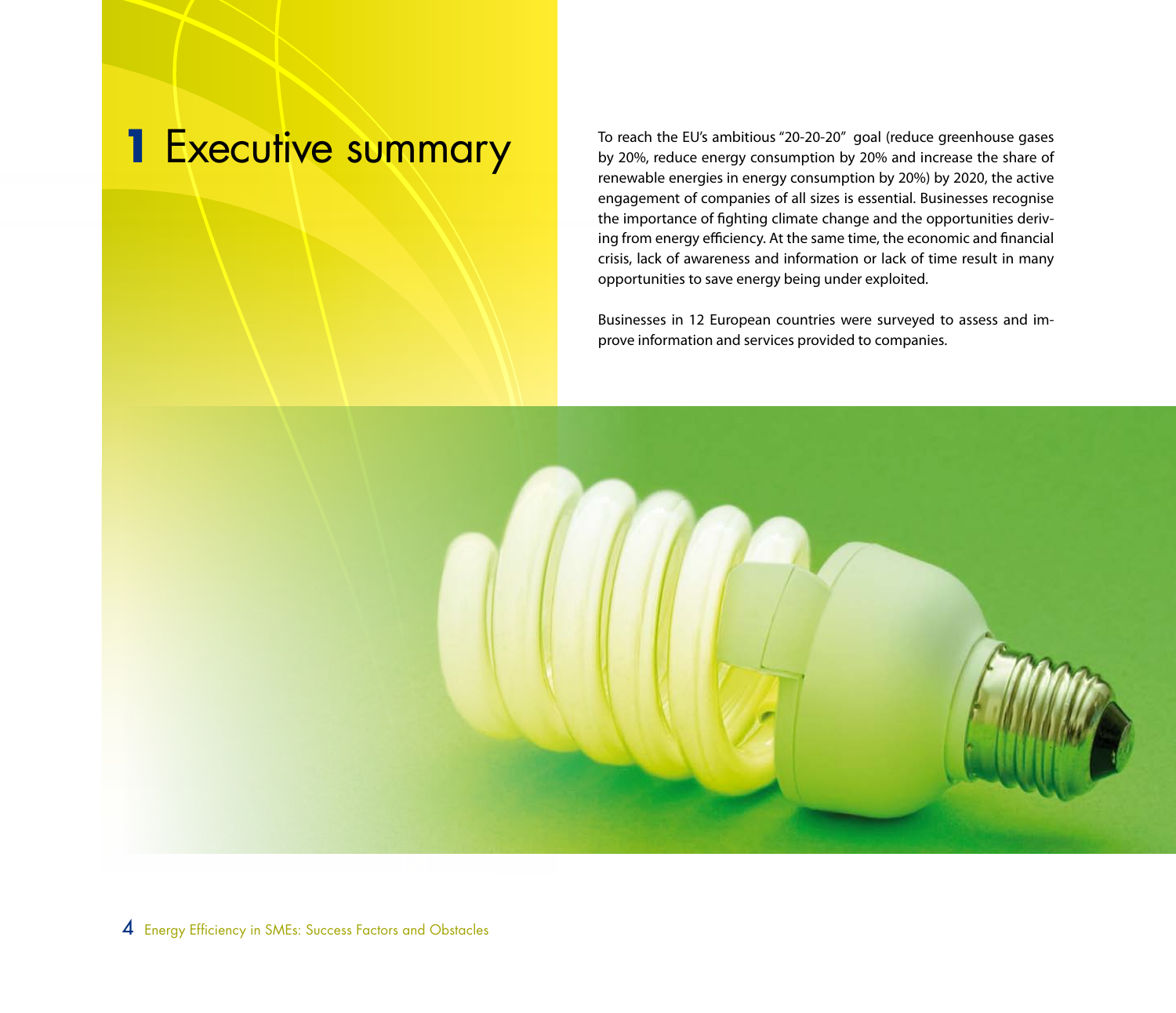# 1 Executive summary

To reach the EU's ambitious "20-20-20" goal (reduce greenhouse gases by 20%, reduce energy consumption by 20% and increase the share of renewable energies in energy consumption by 20%) by 2020, the active engagement of companies of all sizes is essential. Businesses recognise the importance of fighting climate change and the opportunities deriving from energy efficiency. At the same time, the economic and financial crisis, lack of awareness and information or lack of time result in many opportunities to save energy being under exploited.

Businesses in 12 European countries were surveyed to assess and improve information and services provided to companies.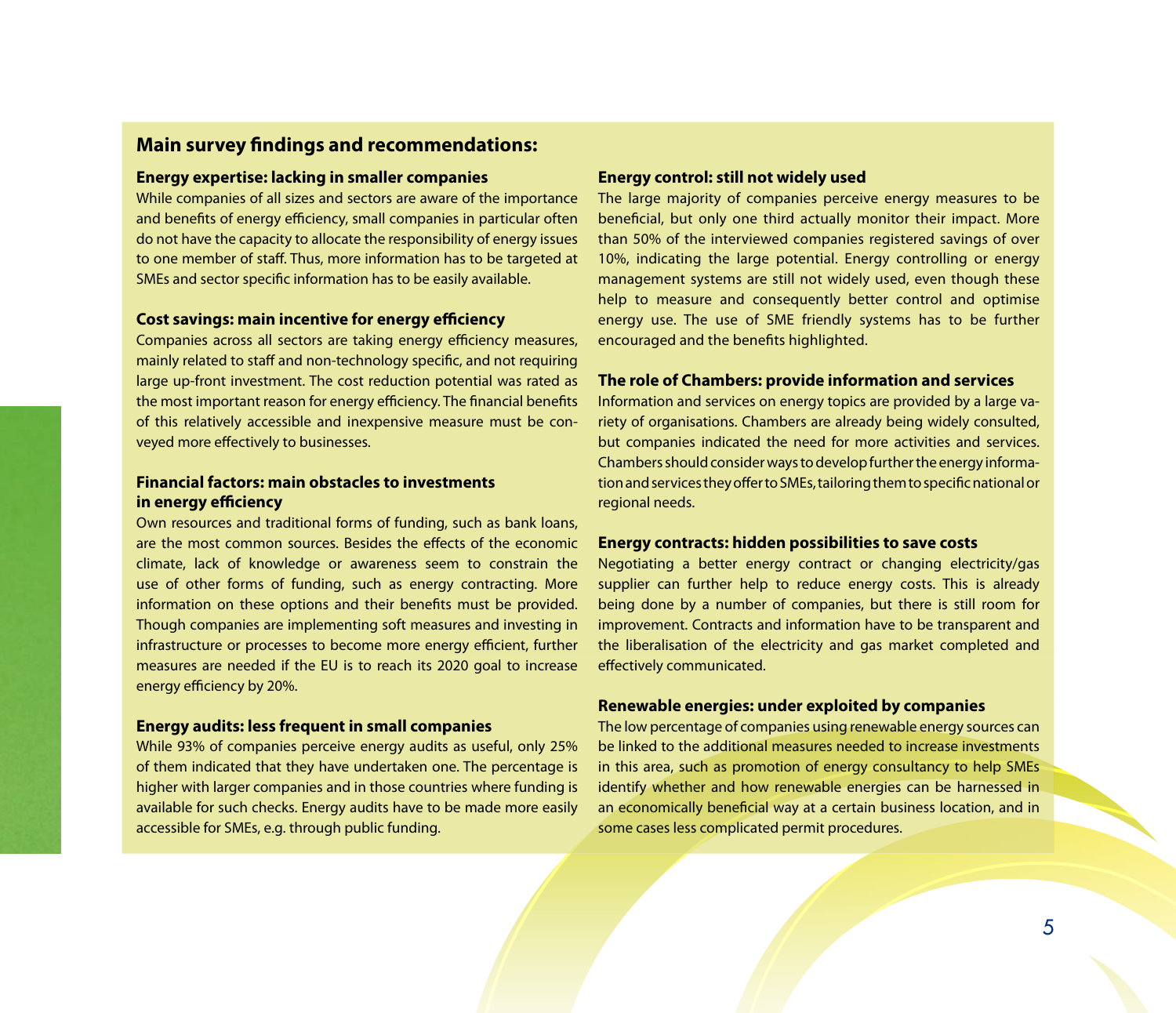## Main survey findings and recommendations:

### Energy expertise: lacking in smaller companies

While companies of all sizes and sectors are aware of the importance and benefits of energy efficiency, small companies in particular often do not have the capacity to allocate the responsibility of energy issues to one member of staff. Thus, more information has to be targeted at SMEs and sector specific information has to be easily available.

### Cost savings: main incentive for energy efficiency

Companies across all sectors are taking energy efficiency measures, mainly related to staff and non-technology specific, and not requiring large up-front investment. The cost reduction potential was rated as the most important reason for energy efficiency. The financial benefits of this relatively accessible and inexpensive measure must be conveyed more effectively to businesses.

### Financial factors: main obstacles to investments in energy efficiency

Own resources and traditional forms of funding, such as bank loans, are the most common sources. Besides the effects of the economic climate, lack of knowledge or awareness seem to constrain the use of other forms of funding, such as energy contracting. More information on these options and their benefits must be provided. Though companies are implementing soft measures and investing in infrastructure or processes to become more energy efficient, further measures are needed if the EU is to reach its 2020 goal to increase energy efficiency by 20%.

### Energy audits: less frequent in small companies

While 93% of companies perceive energy audits as useful, only 25% of them indicated that they have undertaken one. The percentage is higher with larger companies and in those countries where funding is available for such checks. Energy audits have to be made more easily accessible for SMEs, e.g. through public funding.

### Energy control: still not widely used

The large majority of companies perceive energy measures to be beneficial, but only one third actually monitor their impact. More than 50% of the interviewed companies registered savings of over 10%, indicating the large potential. Energy controlling or energy management systems are still not widely used, even though these help to measure and consequently better control and optimise energy use. The use of SME friendly systems has to be further encouraged and the benefits highlighted.

### The role of Chambers: provide information and services

Information and services on energy topics are provided by a large variety of organisations. Chambers are already being widely consulted, but companies indicated the need for more activities and services. Chambers should consider ways to develop further the energy information and services they offer to SMEs, tailoring them to specific national or regional needs.

### Energy contracts: hidden possibilities to save costs

Negotiating a better energy contract or changing electricity/gas supplier can further help to reduce energy costs. This is already being done by a number of companies, but there is still room for improvement. Contracts and information have to be transparent and the liberalisation of the electricity and gas market completed and effectively communicated.

### Renewable energies: under exploited by companies

The low percentage of companies using renewable energy sources can be linked to the additional measures needed to increase investments in this area, such as promotion of energy consultancy to help SMEs identify whether and how renewable energies can be harnessed in an economically beneficial way at a certain business location, and in some cases less complicated permit procedures.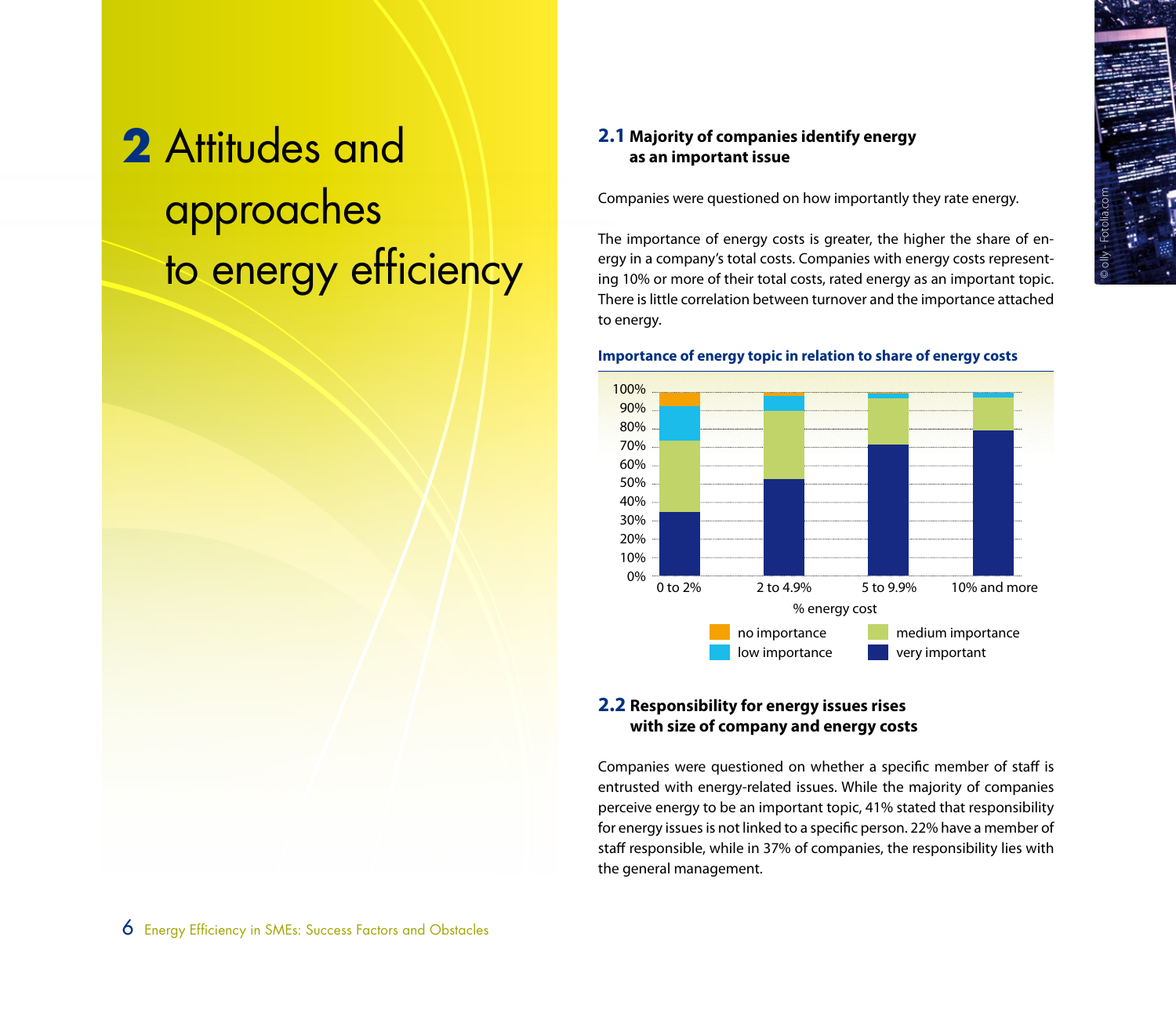# 2 Attitudes and approaches to energy efficiency

## 2.1 Majority of companies identify energy as an important issue

Companies were questioned on how importantly they rate energy.

The importance of energy costs is greater, the higher the share of energy in a company's total costs. Companies with energy costs representing 10% or more of their total costs, rated energy as an important topic. There is little correlation between turnover and the importance attached to energy.

**Importance of energy topic in relation to share of energy costs**

| % energy cost | very important | medium importance | low importance | no importance |
| --- | --- | --- | --- | --- |
| 0 to 2% | ~34% | ~39% | ~18% | ~7% |
| 2 to 4.9% | ~52% | ~37% | ~8% | ~2% |
| 5 to 9.9% | ~71% | ~25% | ~3% | |
| 10% and more | ~79% | ~18% | ~2% | |

## 2.2 Responsibility for energy issues rises with size of company and energy costs

Companies were questioned on whether a specific member of staff is entrusted with energy-related issues. While the majority of companies perceive energy to be an important topic, 41% stated that responsibility for energy issues is not linked to a specific person. 22% have a member of staff responsible, while in 37% of companies, the responsibility lies with the general management.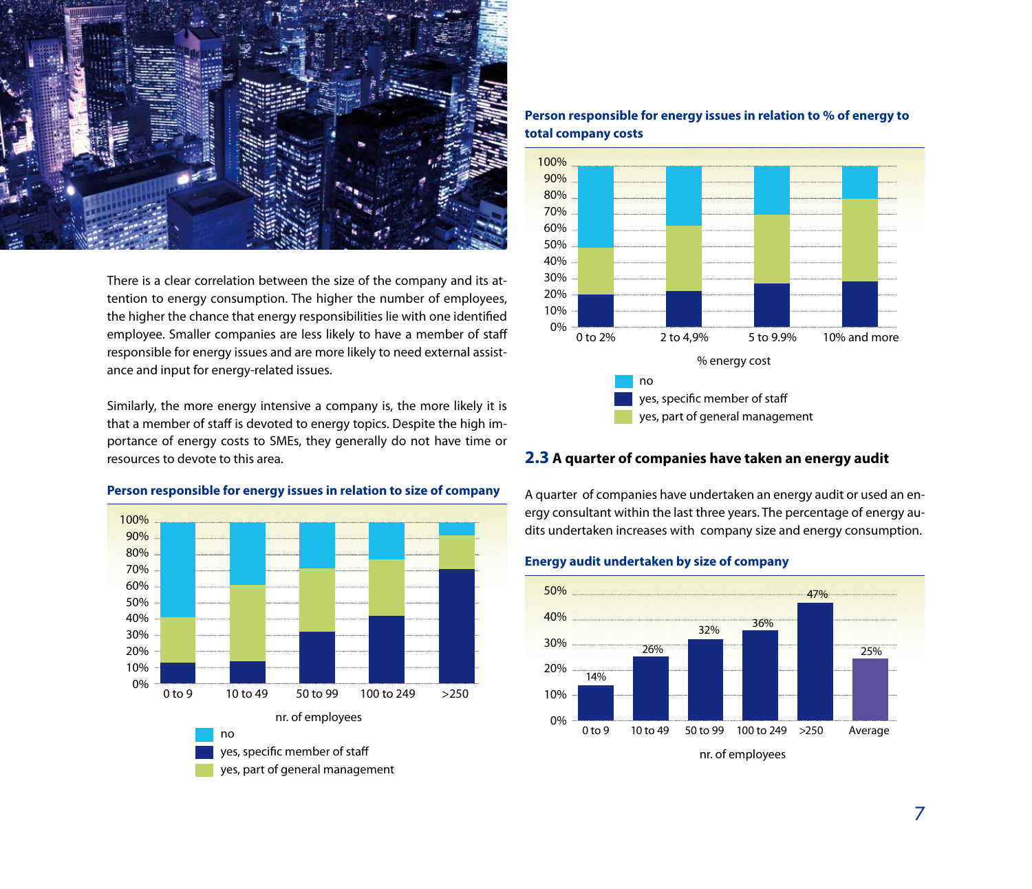There is a clear correlation between the size of the company and its attention to energy consumption. The higher the number of employees, the higher the chance that energy responsibilities lie with one identified employee. Smaller companies are less likely to have a member of staff responsible for energy issues and are more likely to need external assistance and input for energy-related issues.

Similarly, the more energy intensive a company is, the more likely it is that a member of staff is devoted to energy topics. Despite the high importance of energy costs to SMEs, they generally do not have time or resources to devote to this area.

**Person responsible for energy issues in relation to size of company**

**Person responsible for energy issues in relation to % of energy to total company costs**

## 2.3 A quarter of companies have taken an energy audit

A quarter of companies have undertaken an energy audit or used an energy consultant within the last three years. The percentage of energy audits undertaken increases with company size and energy consumption.

**Energy audit undertaken by size of company**

| nr. of employees | 0 to 9 | 10 to 49 | 50 to 99 | 100 to 249 | >250 | Average |
|---|---|---|---|---|---|---|
| Energy audit undertaken | 14% | 26% | 32% | 36% | 47% | 25% |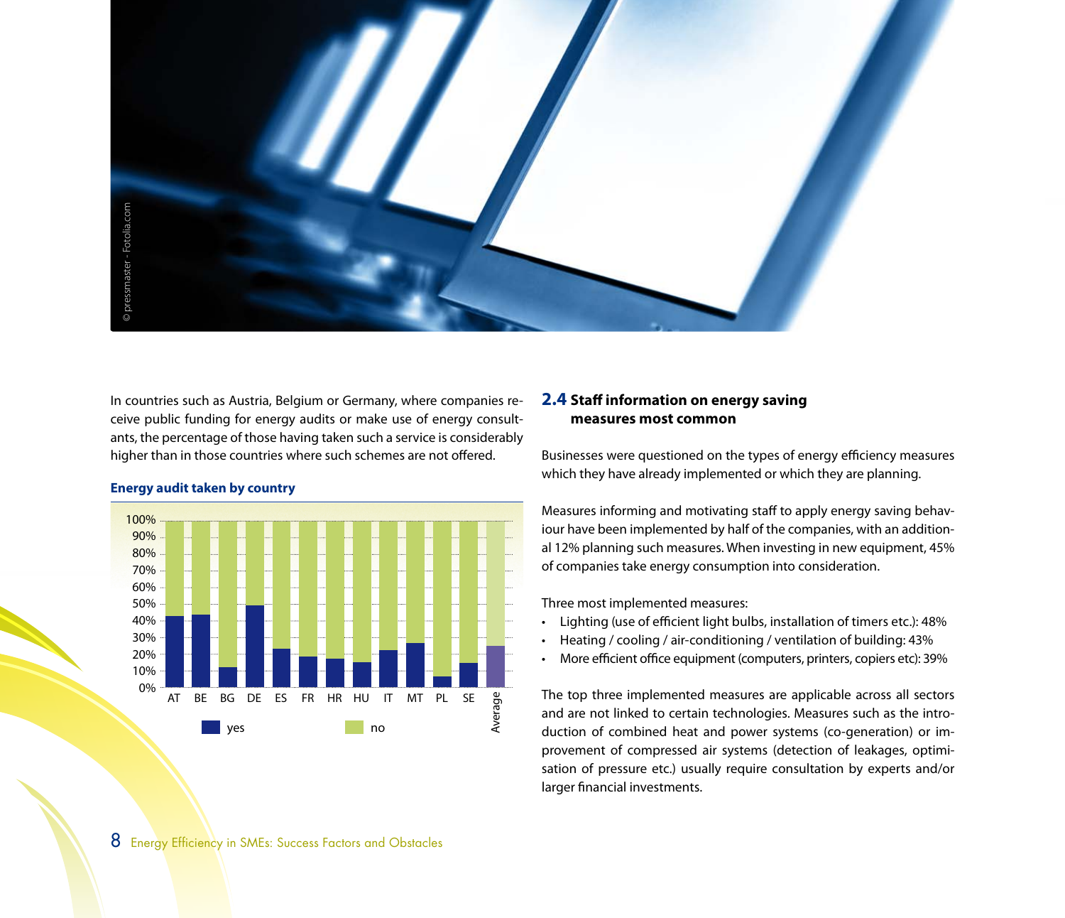In countries such as Austria, Belgium or Germany, where companies receive public funding for energy audits or make use of energy consultants, the percentage of those having taken such a service is considerably higher than in those countries where such schemes are not offered.

**Energy audit taken by country**

## 2.4 Staff information on energy saving measures most common

Businesses were questioned on the types of energy efficiency measures which they have already implemented or which they are planning.

Measures informing and motivating staff to apply energy saving behaviour have been implemented by half of the companies, with an additional 12% planning such measures. When investing in new equipment, 45% of companies take energy consumption into consideration.

Three most implemented measures:

- Lighting (use of efficient light bulbs, installation of timers etc.): 48%
- Heating / cooling / air-conditioning / ventilation of building: 43%
- More efficient office equipment (computers, printers, copiers etc): 39%

The top three implemented measures are applicable across all sectors and are not linked to certain technologies. Measures such as the introduction of combined heat and power systems (co-generation) or improvement of compressed air systems (detection of leakages, optimisation of pressure etc.) usually require consultation by experts and/or larger financial investments.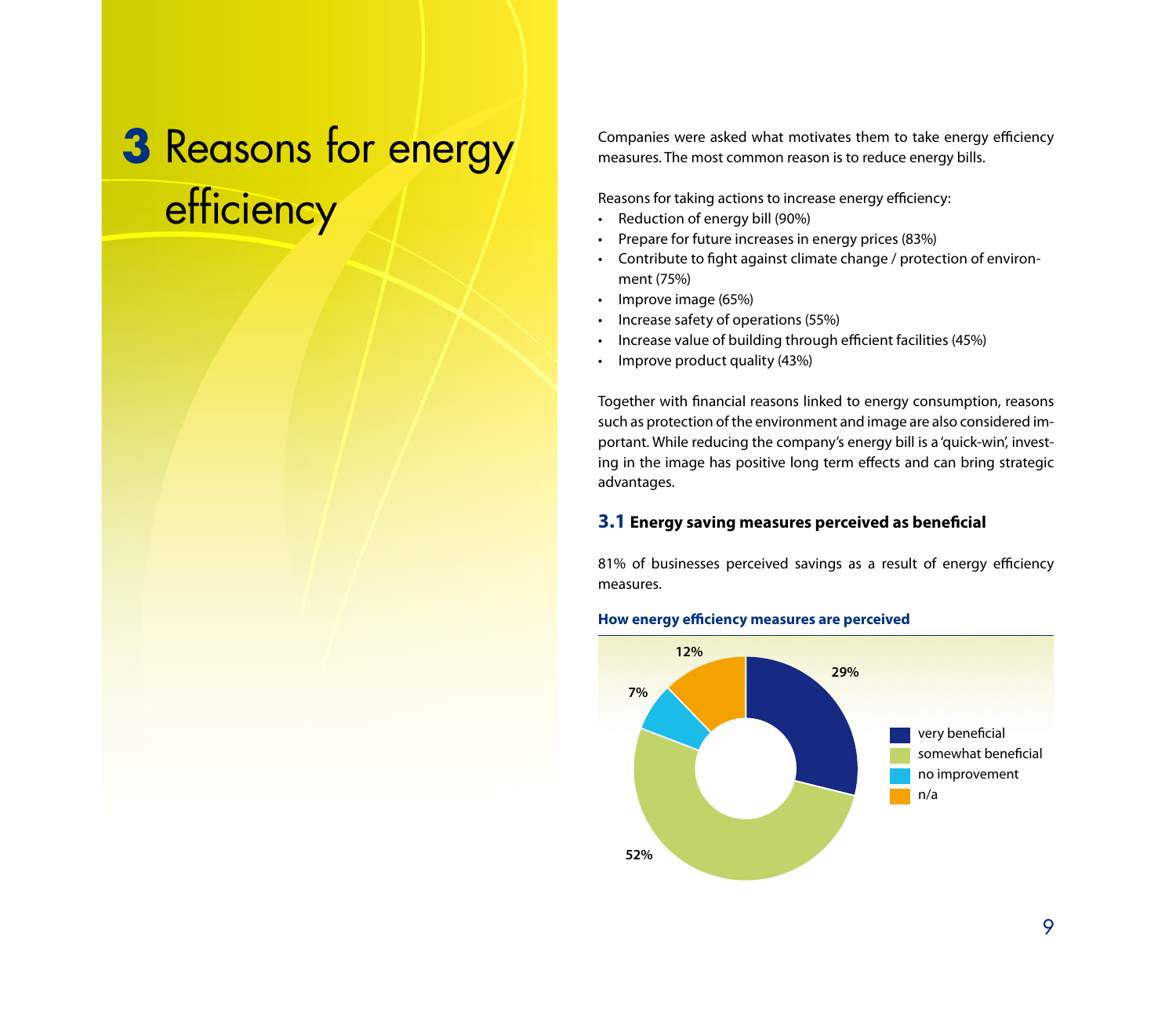# 3 Reasons for energy efficiency

Companies were asked what motivates them to take energy efficiency measures. The most common reason is to reduce energy bills.

Reasons for taking actions to increase energy efficiency:

- Reduction of energy bill (90%)
- Prepare for future increases in energy prices (83%)
- Contribute to fight against climate change / protection of environment (75%)
- Improve image (65%)
- Increase safety of operations (55%)
- Increase value of building through efficient facilities (45%)
- Improve product quality (43%)

Together with financial reasons linked to energy consumption, reasons such as protection of the environment and image are also considered important. While reducing the company's energy bill is a 'quick-win', investing in the image has positive long term effects and can bring strategic advantages.

### 3.1 Energy saving measures perceived as beneficial

81% of businesses perceived savings as a result of energy efficiency measures.

**How energy efficiency measures are perceived**

| Perception | Share |
|---|---|
| very beneficial | 29% |
| somewhat beneficial | 52% |
| no improvement | 7% |
| n/a | 12% |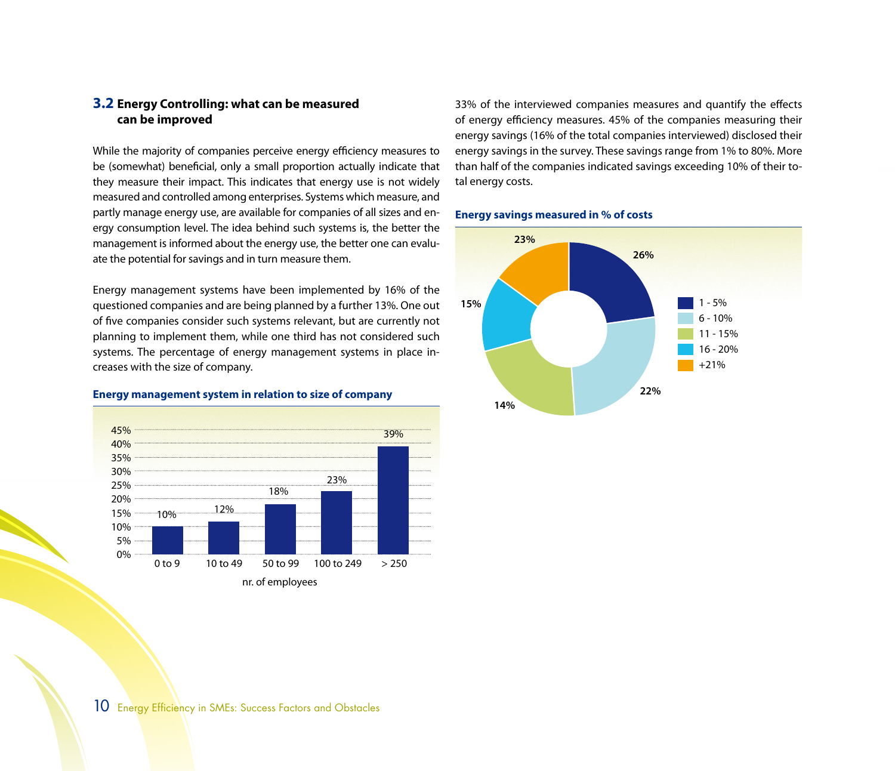## 3.2 Energy Controlling: what can be measured can be improved

While the majority of companies perceive energy efficiency measures to be (somewhat) beneficial, only a small proportion actually indicate that they measure their impact. This indicates that energy use is not widely measured and controlled among enterprises. Systems which measure, and partly manage energy use, are available for companies of all sizes and energy consumption level. The idea behind such systems is, the better the management is informed about the energy use, the better one can evaluate the potential for savings and in turn measure them.

Energy management systems have been implemented by 16% of the questioned companies and are being planned by a further 13%. One out of five companies consider such systems relevant, but are currently not planning to implement them, while one third has not considered such systems. The percentage of energy management systems in place increases with the size of company.

**Energy management system in relation to size of company**

| nr. of employees | 0 to 9 | 10 to 49 | 50 to 99 | 100 to 249 | > 250 |
|---|---|---|---|---|---|
| % | 10% | 12% | 18% | 23% | 39% |

33% of the interviewed companies measures and quantify the effects of energy efficiency measures. 45% of the companies measuring their energy savings (16% of the total companies interviewed) disclosed their energy savings in the survey. These savings range from 1% to 80%. More than half of the companies indicated savings exceeding 10% of their total energy costs.

**Energy savings measured in % of costs**

| Savings | Share |
|---|---|
| 1 - 5% | 26% |
| 6 - 10% | 22% |
| 11 - 15% | 14% |
| 16 - 20% | 15% |
| +21% | 23% |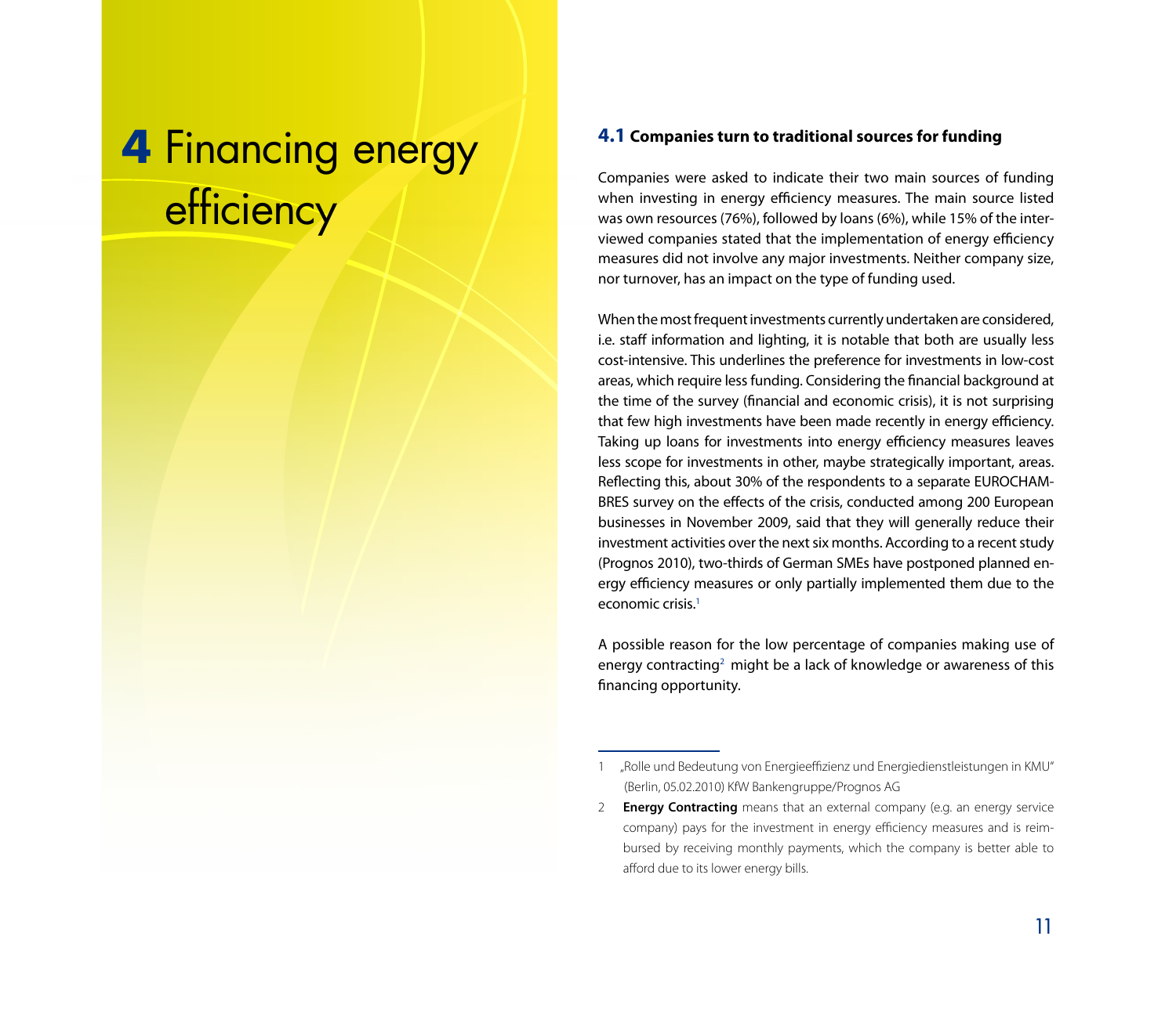# 4 Financing energy efficiency

## 4.1 Companies turn to traditional sources for funding

Companies were asked to indicate their two main sources of funding when investing in energy efficiency measures. The main source listed was own resources (76%), followed by loans (6%), while 15% of the interviewed companies stated that the implementation of energy efficiency measures did not involve any major investments. Neither company size, nor turnover, has an impact on the type of funding used.

When the most frequent investments currently undertaken are considered, i.e. staff information and lighting, it is notable that both are usually less cost-intensive. This underlines the preference for investments in low-cost areas, which require less funding. Considering the financial background at the time of the survey (financial and economic crisis), it is not surprising that few high investments have been made recently in energy efficiency. Taking up loans for investments into energy efficiency measures leaves less scope for investments in other, maybe strategically important, areas. Reflecting this, about 30% of the respondents to a separate EUROCHAMBRES survey on the effects of the crisis, conducted among 200 European businesses in November 2009, said that they will generally reduce their investment activities over the next six months. According to a recent study (Prognos 2010), two-thirds of German SMEs have postponed planned energy efficiency measures or only partially implemented them due to the economic crisis.[1]

A possible reason for the low percentage of companies making use of energy contracting[2] might be a lack of knowledge or awareness of this financing opportunity.

---

1 „Rolle und Bedeutung von Energieeffizienz und Energiedienstleistungen in KMU" (Berlin, 05.02.2010) KfW Bankengruppe/Prognos AG

2 **Energy Contracting** means that an external company (e.g. an energy service company) pays for the investment in energy efficiency measures and is reimbursed by receiving monthly payments, which the company is better able to afford due to its lower energy bills.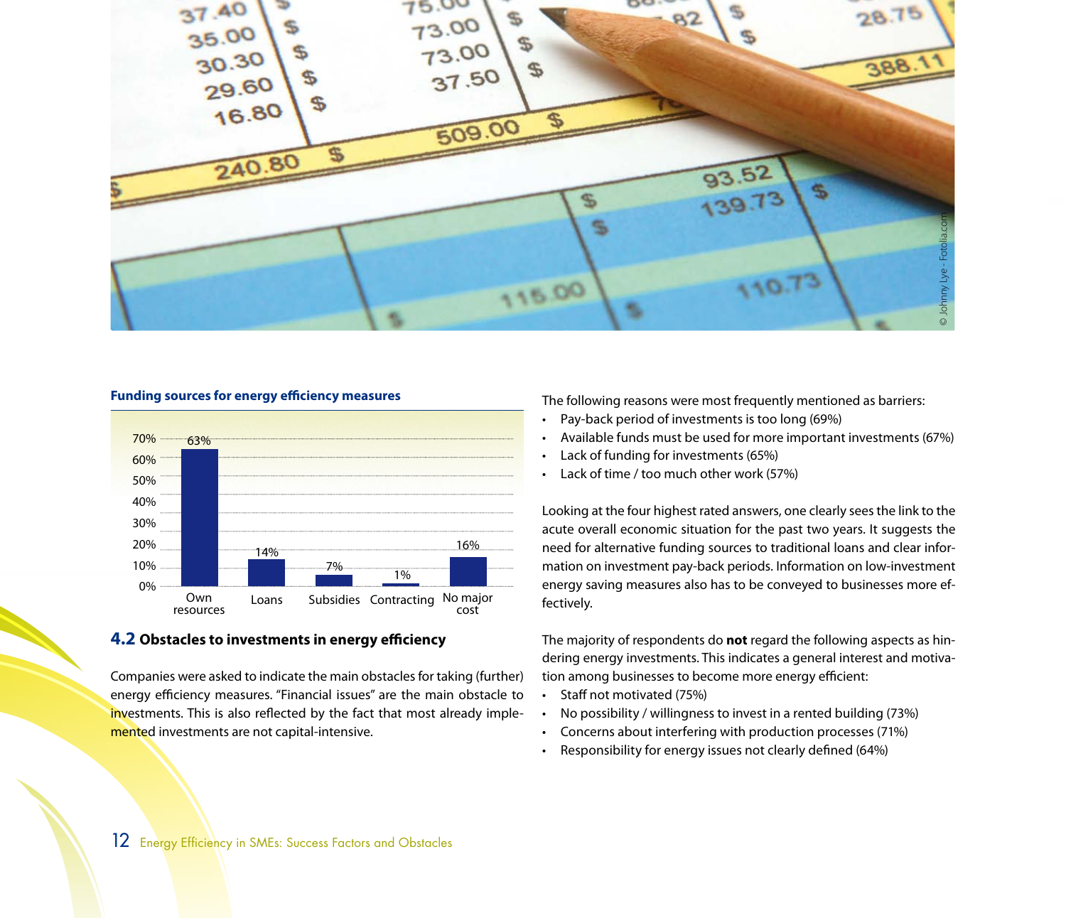**Funding sources for energy efficiency measures**

| Funding source | Share |
|---|---|
| Own resources | 63% |
| Loans | 14% |
| Subsidies | 7% |
| Contracting | 1% |
| No major cost | 16% |

## 4.2 Obstacles to investments in energy efficiency

Companies were asked to indicate the main obstacles for taking (further) energy efficiency measures. "Financial issues" are the main obstacle to investments. This is also reflected by the fact that most already implemented investments are not capital-intensive.

The following reasons were most frequently mentioned as barriers:

- Pay-back period of investments is too long (69%)
- Available funds must be used for more important investments (67%)
- Lack of funding for investments (65%)
- Lack of time / too much other work (57%)

Looking at the four highest rated answers, one clearly sees the link to the acute overall economic situation for the past two years. It suggests the need for alternative funding sources to traditional loans and clear information on investment pay-back periods. Information on low-investment energy saving measures also has to be conveyed to businesses more effectively.

The majority of respondents do **not** regard the following aspects as hindering energy investments. This indicates a general interest and motivation among businesses to become more energy efficient:

- Staff not motivated (75%)
- No possibility / willingness to invest in a rented building (73%)
- Concerns about interfering with production processes (71%)
- Responsibility for energy issues not clearly defined (64%)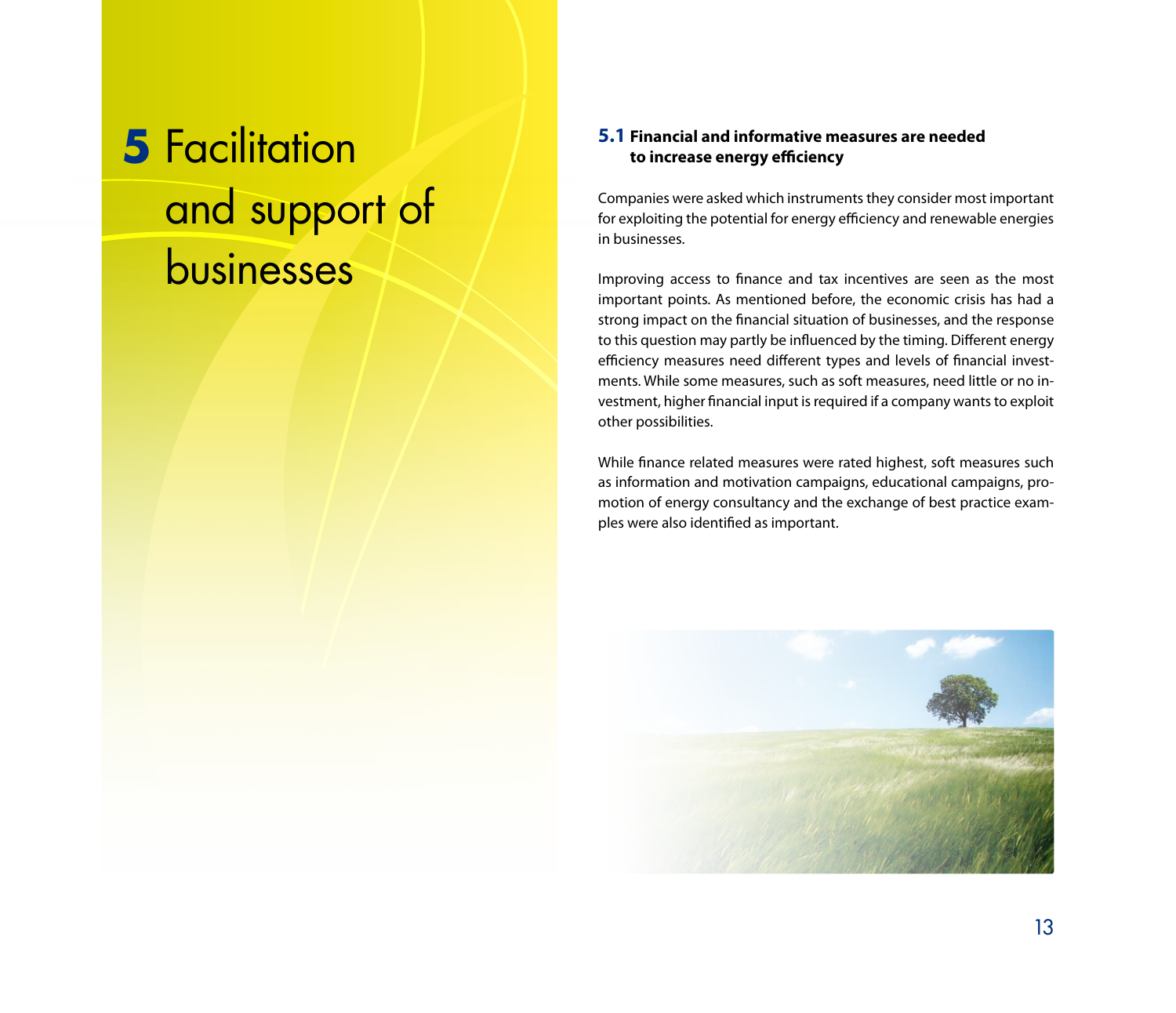# 5 Facilitation and support of businesses

## 5.1 Financial and informative measures are needed to increase energy efficiency

Companies were asked which instruments they consider most important for exploiting the potential for energy efficiency and renewable energies in businesses.

Improving access to finance and tax incentives are seen as the most important points. As mentioned before, the economic crisis has had a strong impact on the financial situation of businesses, and the response to this question may partly be influenced by the timing. Different energy efficiency measures need different types and levels of financial investments. While some measures, such as soft measures, need little or no investment, higher financial input is required if a company wants to exploit other possibilities.

While finance related measures were rated highest, soft measures such as information and motivation campaigns, educational campaigns, promotion of energy consultancy and the exchange of best practice examples were also identified as important.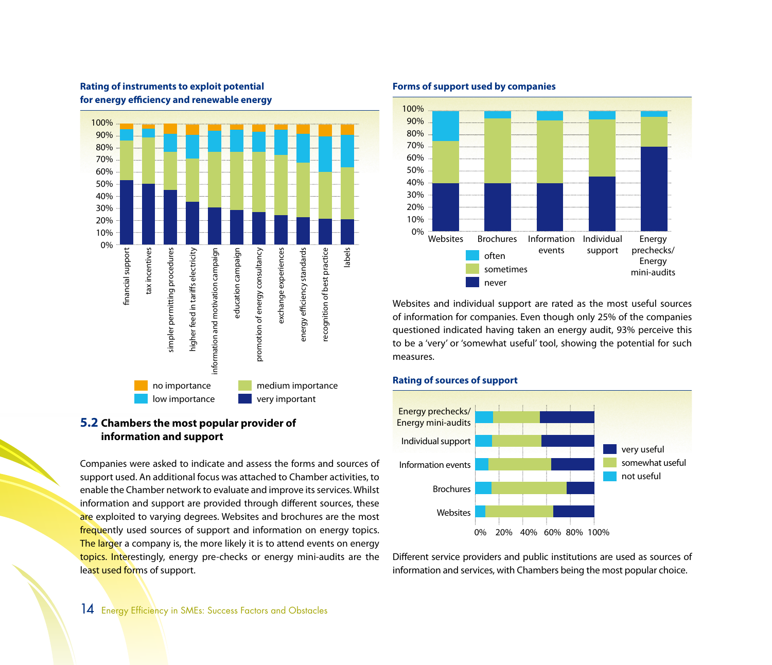**Rating of instruments to exploit potential for energy efficiency and renewable energy**

**Forms of support used by companies**

Websites and individual support are rated as the most useful sources of information for companies. Even though only 25% of the companies questioned indicated having taken an energy audit, 93% perceive this to be a 'very' or 'somewhat useful' tool, showing the potential for such measures.

**Rating of sources of support**

Different service providers and public institutions are used as sources of information and services, with Chambers being the most popular choice.

## 5.2 Chambers the most popular provider of information and support

Companies were asked to indicate and assess the forms and sources of support used. An additional focus was attached to Chamber activities, to enable the Chamber network to evaluate and improve its services. Whilst information and support are provided through different sources, these are exploited to varying degrees. Websites and brochures are the most frequently used sources of support and information on energy topics. The larger a company is, the more likely it is to attend events on energy topics. Interestingly, energy pre-checks or energy mini-audits are the least used forms of support.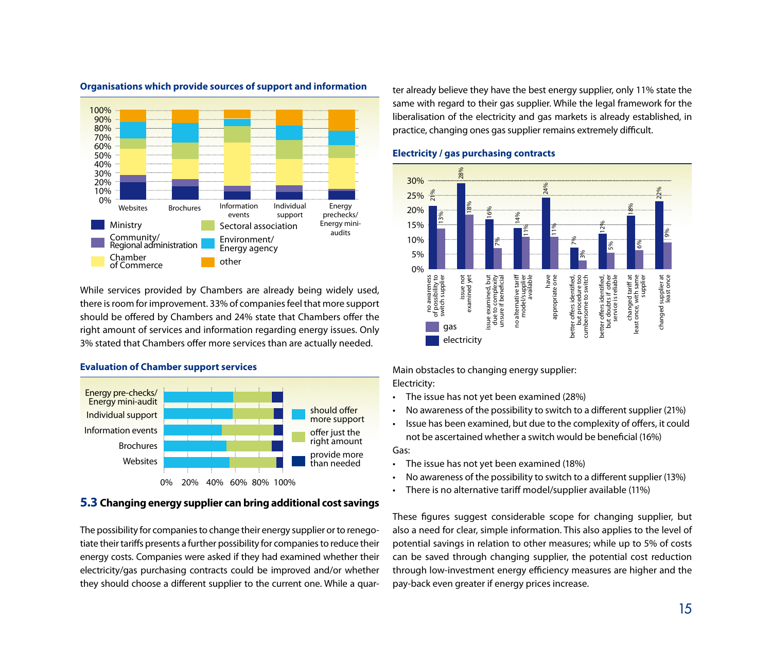**Organisations which provide sources of support and information**

While services provided by Chambers are already being widely used, there is room for improvement. 33% of companies feel that more support should be offered by Chambers and 24% state that Chambers offer the right amount of services and information regarding energy issues. Only 3% stated that Chambers offer more services than are actually needed.

**Evaluation of Chamber support services**

## 5.3 Changing energy supplier can bring additional cost savings

The possibility for companies to change their energy supplier or to renegotiate their tariffs presents a further possibility for companies to reduce their energy costs. Companies were asked if they had examined whether their electricity/gas purchasing contracts could be improved and/or whether they should choose a different supplier to the current one. While a quarter already believe they have the best energy supplier, only 11% state the same with regard to their gas supplier. While the legal framework for the liberalisation of the electricity and gas markets is already established, in practice, changing ones gas supplier remains extremely difficult.

**Electricity / gas purchasing contracts**

Main obstacles to changing energy supplier:

Electricity:

- The issue has not yet been examined (28%)
- No awareness of the possibility to switch to a different supplier (21%)
- Issue has been examined, but due to the complexity of offers, it could not be ascertained whether a switch would be beneficial (16%)

Gas:

- The issue has not yet been examined (18%)
- No awareness of the possibility to switch to a different supplier (13%)
- There is no alternative tariff model/supplier available (11%)

These figures suggest considerable scope for changing supplier, but also a need for clear, simple information. This also applies to the level of potential savings in relation to other measures; while up to 5% of costs can be saved through changing supplier, the potential cost reduction through low-investment energy efficiency measures are higher and the pay-back even greater if energy prices increase.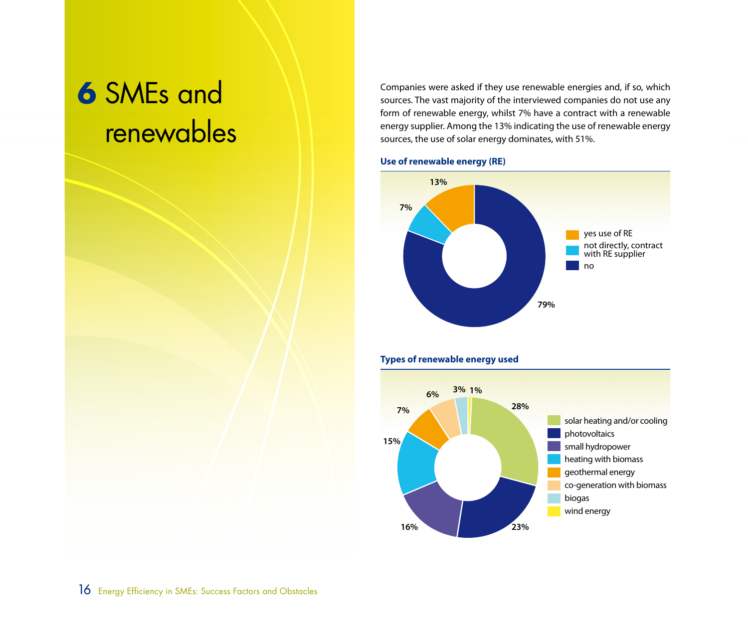# 6 SMEs and renewables

Companies were asked if they use renewable energies and, if so, which sources. The vast majority of the interviewed companies do not use any form of renewable energy, whilst 7% have a contract with a renewable energy supplier. Among the 13% indicating the use of renewable energy sources, the use of solar energy dominates, with 51%.

**Use of renewable energy (RE)**

| Category | Share |
|---|---|
| yes use of RE | 13% |
| not directly, contract with RE supplier | 7% |
| no | 79% |

**Types of renewable energy used**

| Type | Share |
|---|---|
| solar heating and/or cooling | 28% |
| photovoltaics | 23% |
| small hydropower | 16% |
| heating with biomass | 15% |
| geothermal energy | 7% |
| co-generation with biomass | 6% |
| biogas | 3% |
| wind energy | 1% |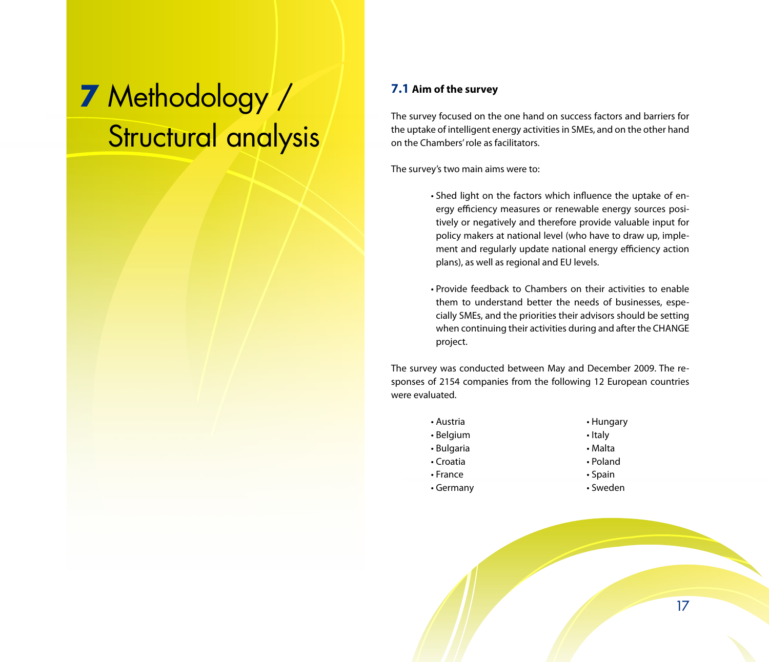# 7 Methodology / Structural analysis

## 7.1 Aim of the survey

The survey focused on the one hand on success factors and barriers for the uptake of intelligent energy activities in SMEs, and on the other hand on the Chambers' role as facilitators.

The survey's two main aims were to:

- Shed light on the factors which influence the uptake of energy efficiency measures or renewable energy sources positively or negatively and therefore provide valuable input for policy makers at national level (who have to draw up, implement and regularly update national energy efficiency action plans), as well as regional and EU levels.
- Provide feedback to Chambers on their activities to enable them to understand better the needs of businesses, especially SMEs, and the priorities their advisors should be setting when continuing their activities during and after the CHANGE project.

The survey was conducted between May and December 2009. The responses of 2154 companies from the following 12 European countries were evaluated.

- Austria
- Belgium
- Bulgaria
- Croatia
- France
- Germany
- Hungary
- Italy
- Malta
- Poland
- Spain
- Sweden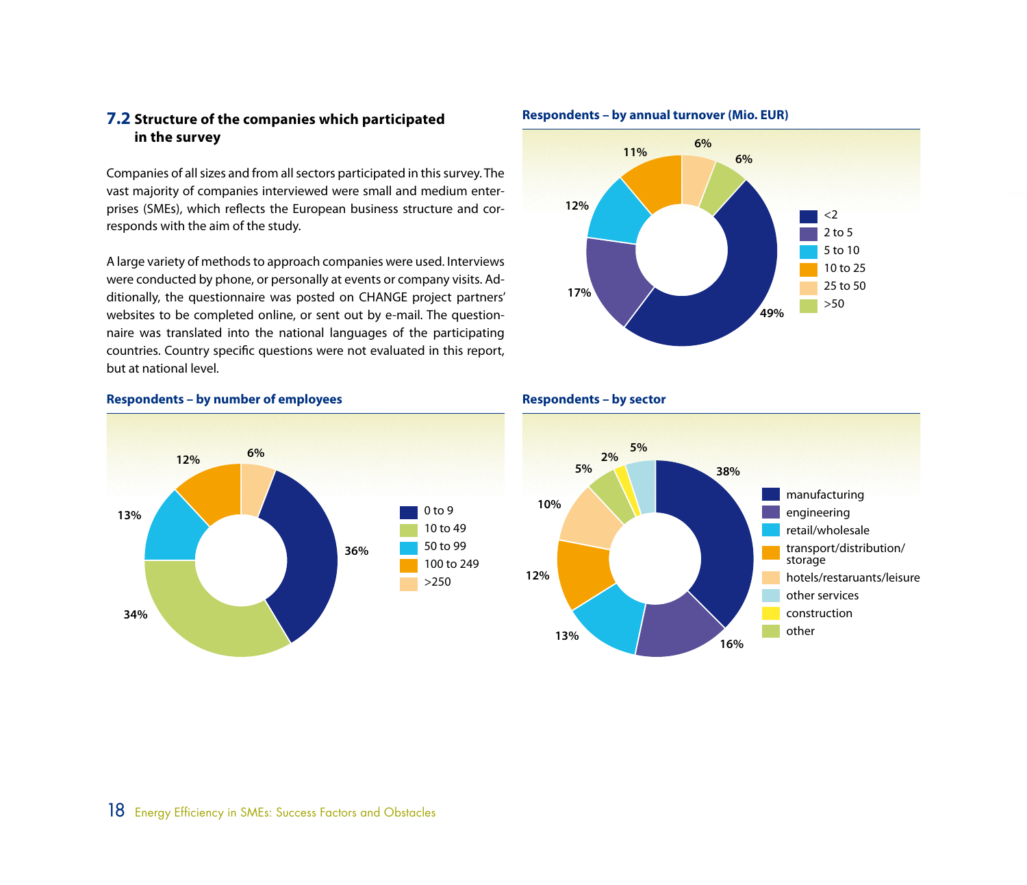## 7.2 Structure of the companies which participated in the survey

Companies of all sizes and from all sectors participated in this survey. The vast majority of companies interviewed were small and medium enterprises (SMEs), which reflects the European business structure and corresponds with the aim of the study.

A large variety of methods to approach companies were used. Interviews were conducted by phone, or personally at events or company visits. Additionally, the questionnaire was posted on CHANGE project partners' websites to be completed online, or sent out by e-mail. The questionnaire was translated into the national languages of the participating countries. Country specific questions were not evaluated in this report, but at national level.

**Respondents – by annual turnover (Mio. EUR)**

| Annual turnover (Mio. EUR) | Share |
|---|---|
| <2 | 49% |
| 2 to 5 | 17% |
| 5 to 10 | 12% |
| 10 to 25 | 11% |
| 25 to 50 | 6% |
| >50 | 6% |

**Respondents – by number of employees**

| Number of employees | Share |
|---|---|
| 0 to 9 | 36% |
| 10 to 49 | 34% |
| 50 to 99 | 13% |
| 100 to 249 | 12% |
| >250 | 6% |

**Respondents – by sector**

| Sector | Share |
|---|---|
| manufacturing | 38% |
| engineering | 16% |
| retail/wholesale | 13% |
| transport/distribution/storage | 12% |
| hotels/restaruants/leisure | 10% |
| other services | 5% |
| construction | 2% |
| other | 5% |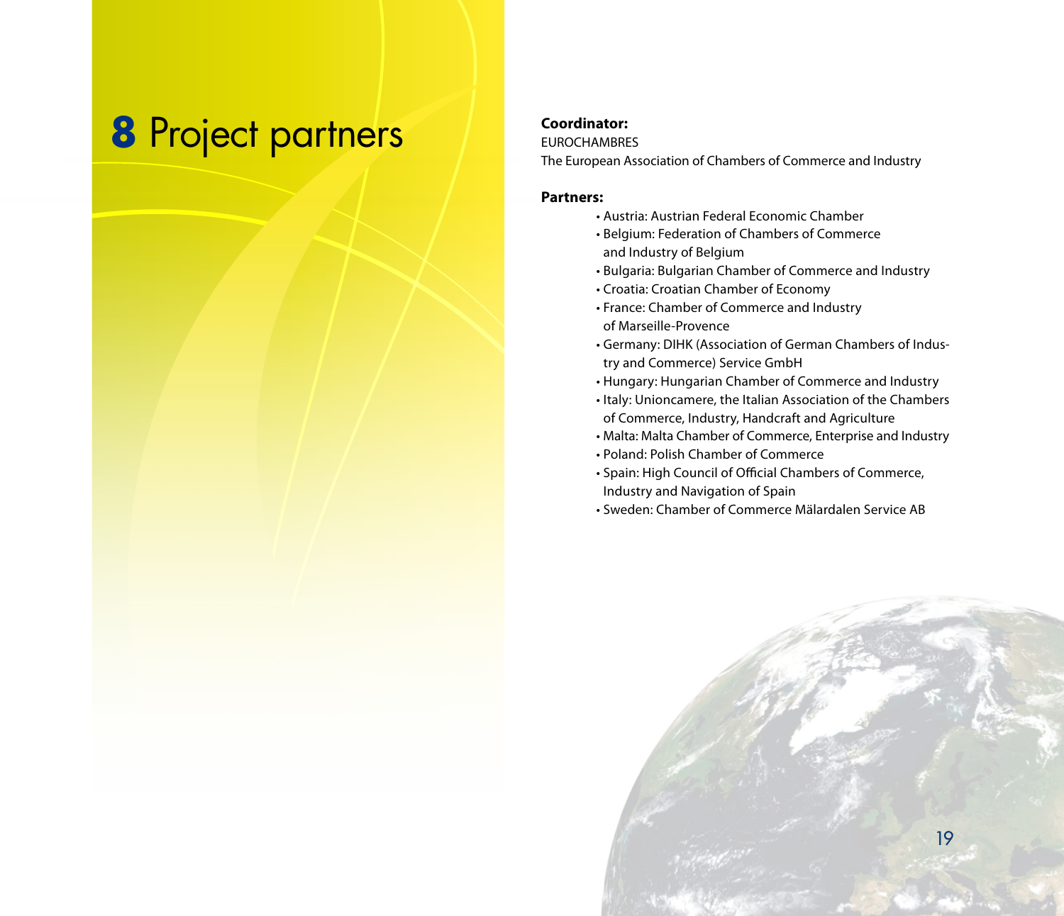# 8 Project partners

**Coordinator:**
EUROCHAMBRES
The European Association of Chambers of Commerce and Industry

**Partners:**

- Austria: Austrian Federal Economic Chamber
- Belgium: Federation of Chambers of Commerce and Industry of Belgium
- Bulgaria: Bulgarian Chamber of Commerce and Industry
- Croatia: Croatian Chamber of Economy
- France: Chamber of Commerce and Industry of Marseille-Provence
- Germany: DIHK (Association of German Chambers of Industry and Commerce) Service GmbH
- Hungary: Hungarian Chamber of Commerce and Industry
- Italy: Unioncamere, the Italian Association of the Chambers of Commerce, Industry, Handcraft and Agriculture
- Malta: Malta Chamber of Commerce, Enterprise and Industry
- Poland: Polish Chamber of Commerce
- Spain: High Council of Official Chambers of Commerce, Industry and Navigation of Spain
- Sweden: Chamber of Commerce Mälardalen Service AB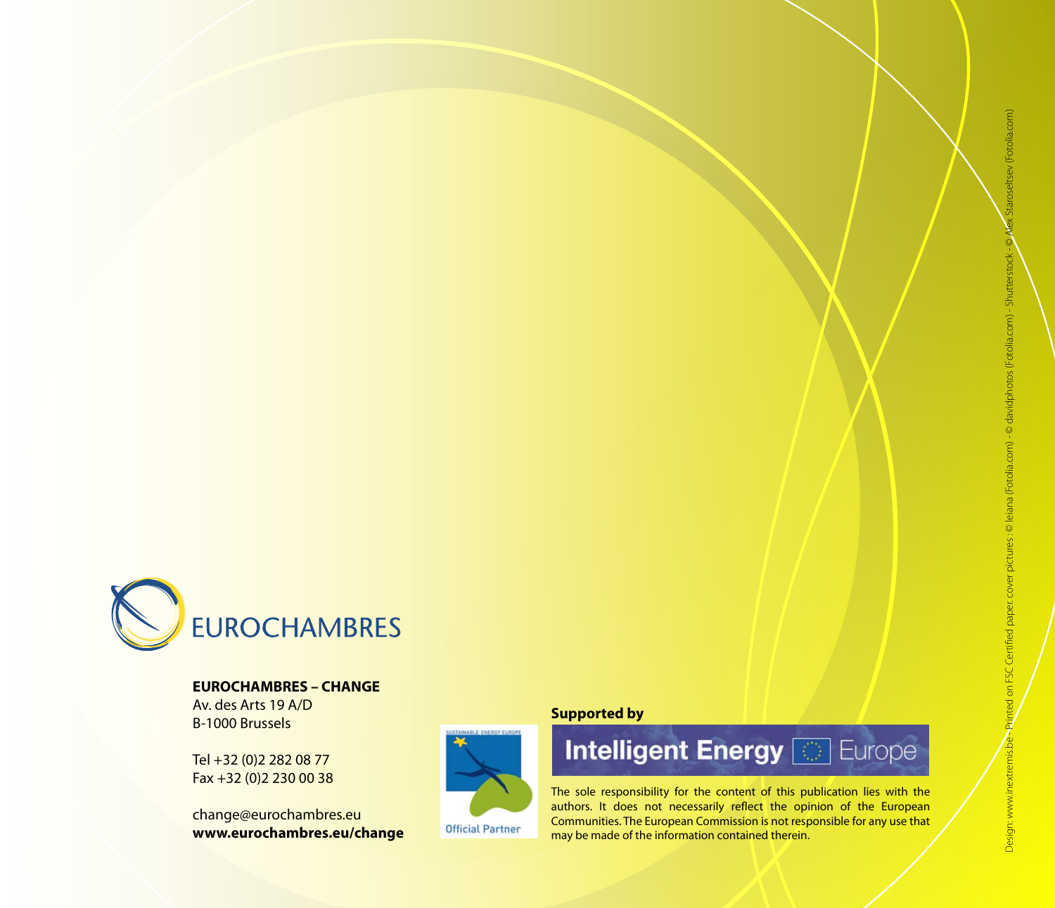EUROCHAMBRES

**EUROCHAMBRES – CHANGE**
Av. des Arts 19 A/D
B-1000 Brussels

Tel +32 (0)2 282 08 77
Fax +32 (0)2 230 00 38

change@eurochambres.eu
**www.eurochambres.eu/change**

SUSTAINABLE ENERGY EUROPE
Official Partner

**Supported by**

Intelligent Energy Europe

The sole responsibility for the content of this publication lies with the authors. It does not necessarily reflect the opinion of the European Communities. The European Commission is not responsible for any use that may be made of the information contained therein.

Design: www.inextremis.be - Printed on FSC Certified paper. cover pictures : © leiana (Fotolia.com) - © davidphotos (Fotolia.com) - Shutterstock - © Alex Staroseltsev (Fotolia.com)